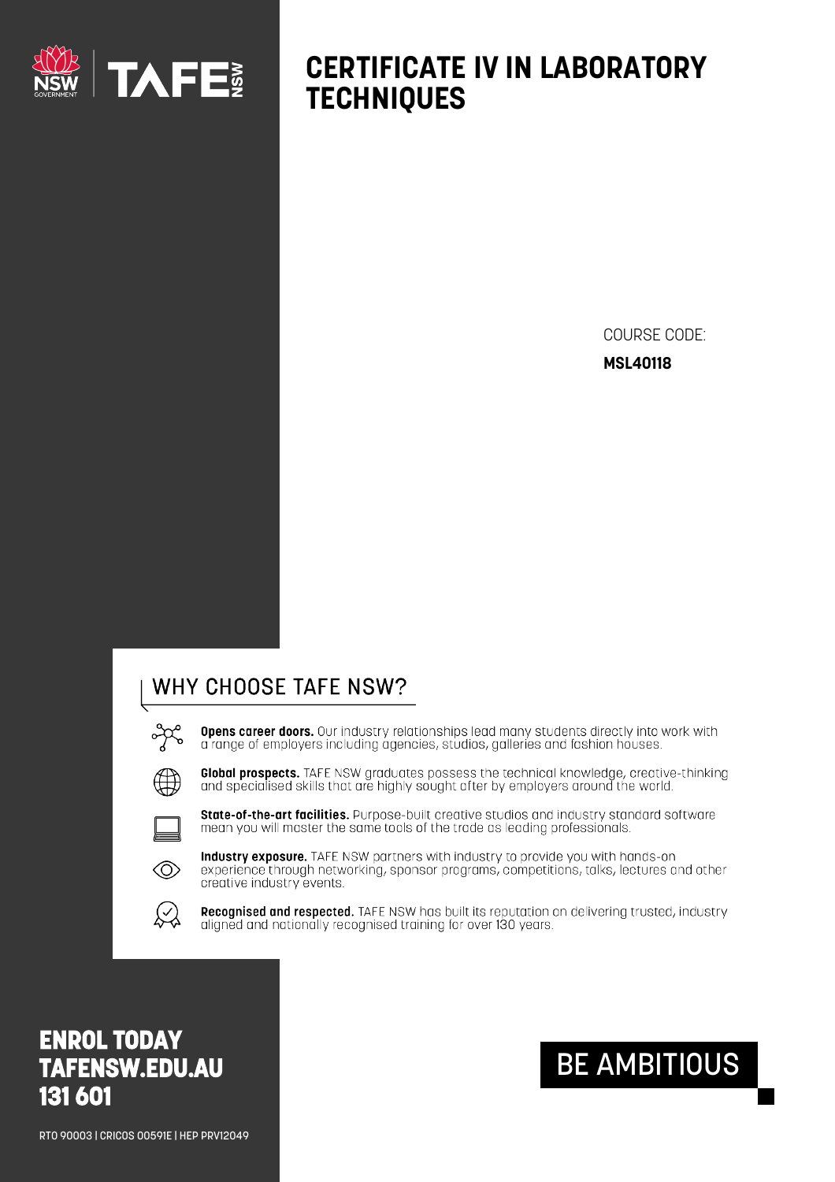# CERTIFICATE IV IN LABORATORY TECHNIQUES

COURSE CODE:

**MSL40118**

## WHY CHOOSE TAFE NSW?

**Opens career doors.** Our industry relationships lead many students directly into work with a range of employers including agencies, studios, galleries and fashion houses.

**Global prospects.** TAFE NSW graduates possess the technical knowledge, creative-thinking and specialised skills that are highly sought after by employers around the world.

**State-of-the-art facilities.** Purpose-built creative studios and industry standard software mean you will master the same tools of the trade as leading professionals.

**Industry exposure.** TAFE NSW partners with industry to provide you with hands-on experience through networking, sponsor programs, competitions, talks, lectures and other creative industry events.

**Recognised and respected.** TAFE NSW has built its reputation on delivering trusted, industry aligned and nationally recognised training for over 130 years.

**ENROL TODAY**
**TAFENSW.EDU.AU**
**131 601**

BE AMBITIOUS

RTO 90003 | CRICOS 00591E | HEP PRV12049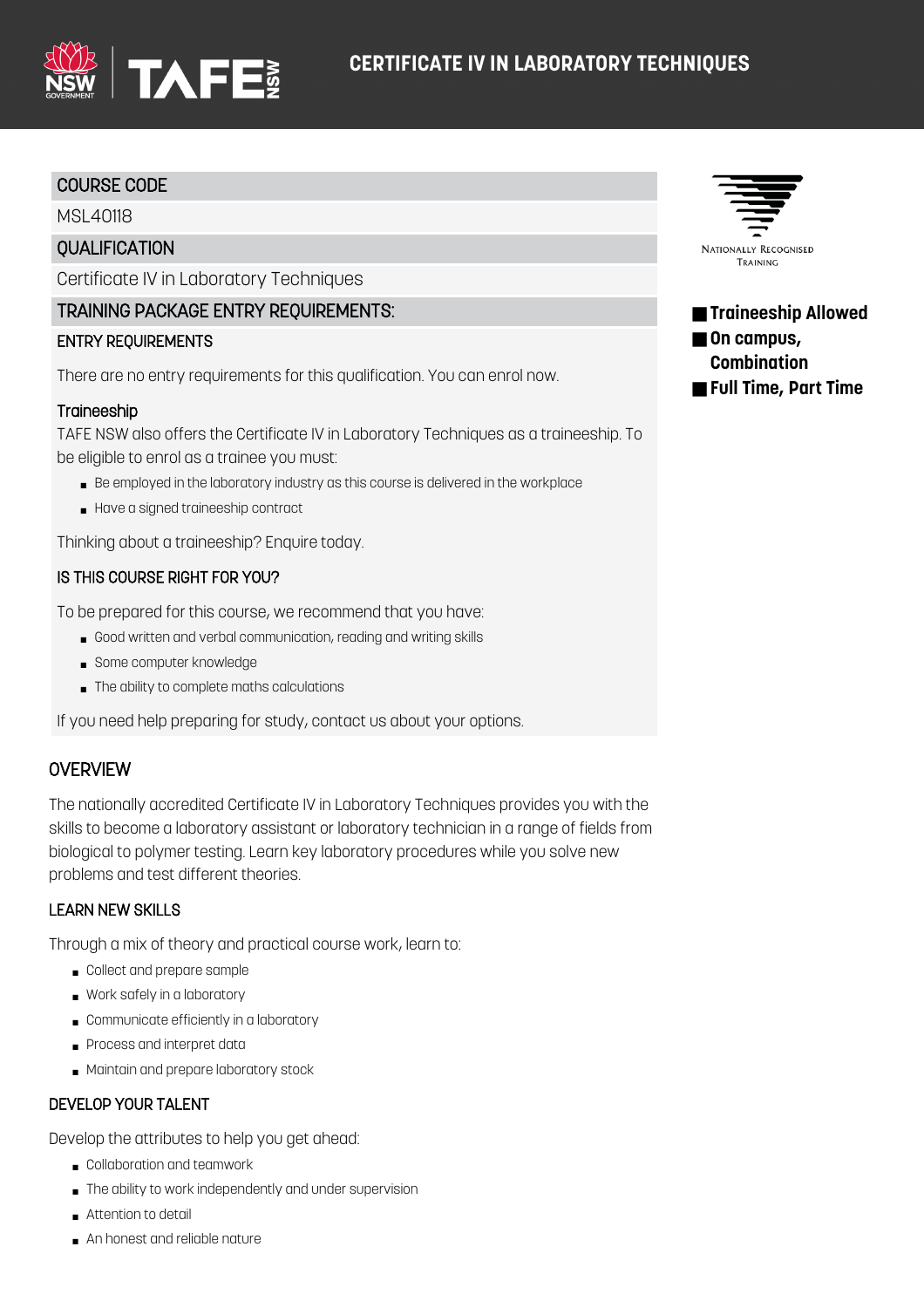# CERTIFICATE IV IN LABORATORY TECHNIQUES

## COURSE CODE

MSL40118

## QUALIFICATION

Certificate IV in Laboratory Techniques

## TRAINING PACKAGE ENTRY REQUIREMENTS:

### ENTRY REQUIREMENTS

There are no entry requirements for this qualification. You can enrol now.

#### Traineeship

TAFE NSW also offers the Certificate IV in Laboratory Techniques as a traineeship. To be eligible to enrol as a trainee you must:

- Be employed in the laboratory industry as this course is delivered in the workplace
- Have a signed traineeship contract

Thinking about a traineeship? Enquire today.

### IS THIS COURSE RIGHT FOR YOU?

To be prepared for this course, we recommend that you have:

- Good written and verbal communication, reading and writing skills
- Some computer knowledge
- The ability to complete maths calculations

If you need help preparing for study, contact us about your options.

NATIONALLY RECOGNISED TRAINING

- **Traineeship Allowed**
- **On campus, Combination**
- **Full Time, Part Time**

## OVERVIEW

The nationally accredited Certificate IV in Laboratory Techniques provides you with the skills to become a laboratory assistant or laboratory technician in a range of fields from biological to polymer testing. Learn key laboratory procedures while you solve new problems and test different theories.

### LEARN NEW SKILLS

Through a mix of theory and practical course work, learn to:

- Collect and prepare sample
- Work safely in a laboratory
- Communicate efficiently in a laboratory
- Process and interpret data
- Maintain and prepare laboratory stock

### DEVELOP YOUR TALENT

Develop the attributes to help you get ahead:

- Collaboration and teamwork
- The ability to work independently and under supervision
- Attention to detail
- An honest and reliable nature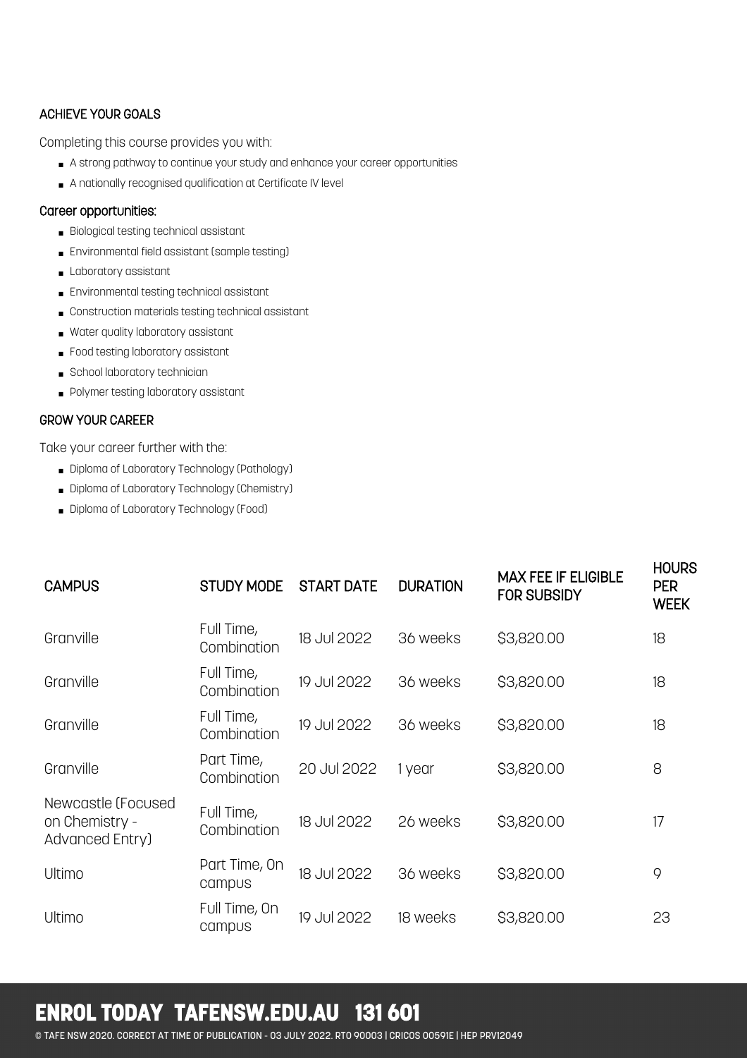### ACHIEVE YOUR GOALS

Completing this course provides you with:

- A strong pathway to continue your study and enhance your career opportunities
- A nationally recognised qualification at Certificate IV level

### Career opportunities:

- Biological testing technical assistant
- Environmental field assistant (sample testing)
- Laboratory assistant
- Environmental testing technical assistant
- Construction materials testing technical assistant
- Water quality laboratory assistant
- Food testing laboratory assistant
- School laboratory technician
- Polymer testing laboratory assistant

### GROW YOUR CAREER

Take your career further with the:

- Diploma of Laboratory Technology (Pathology)
- Diploma of Laboratory Technology (Chemistry)
- Diploma of Laboratory Technology (Food)

| CAMPUS | STUDY MODE | START DATE | DURATION | MAX FEE IF ELIGIBLE FOR SUBSIDY | HOURS PER WEEK |
|---|---|---|---|---|---|
| Granville | Full Time, Combination | 18 Jul 2022 | 36 weeks | $3,820.00 | 18 |
| Granville | Full Time, Combination | 19 Jul 2022 | 36 weeks | $3,820.00 | 18 |
| Granville | Full Time, Combination | 19 Jul 2022 | 36 weeks | $3,820.00 | 18 |
| Granville | Part Time, Combination | 20 Jul 2022 | 1 year | $3,820.00 | 8 |
| Newcastle (Focused on Chemistry - Advanced Entry) | Full Time, Combination | 18 Jul 2022 | 26 weeks | $3,820.00 | 17 |
| Ultimo | Part Time, On campus | 18 Jul 2022 | 36 weeks | $3,820.00 | 9 |
| Ultimo | Full Time, On campus | 19 Jul 2022 | 18 weeks | $3,820.00 | 23 |

**ENROL TODAY TAFENSW.EDU.AU 131 601**

© TAFE NSW 2020. CORRECT AT TIME OF PUBLICATION - 03 JULY 2022. RTO 90003 | CRICOS 00591E | HEP PRV12049